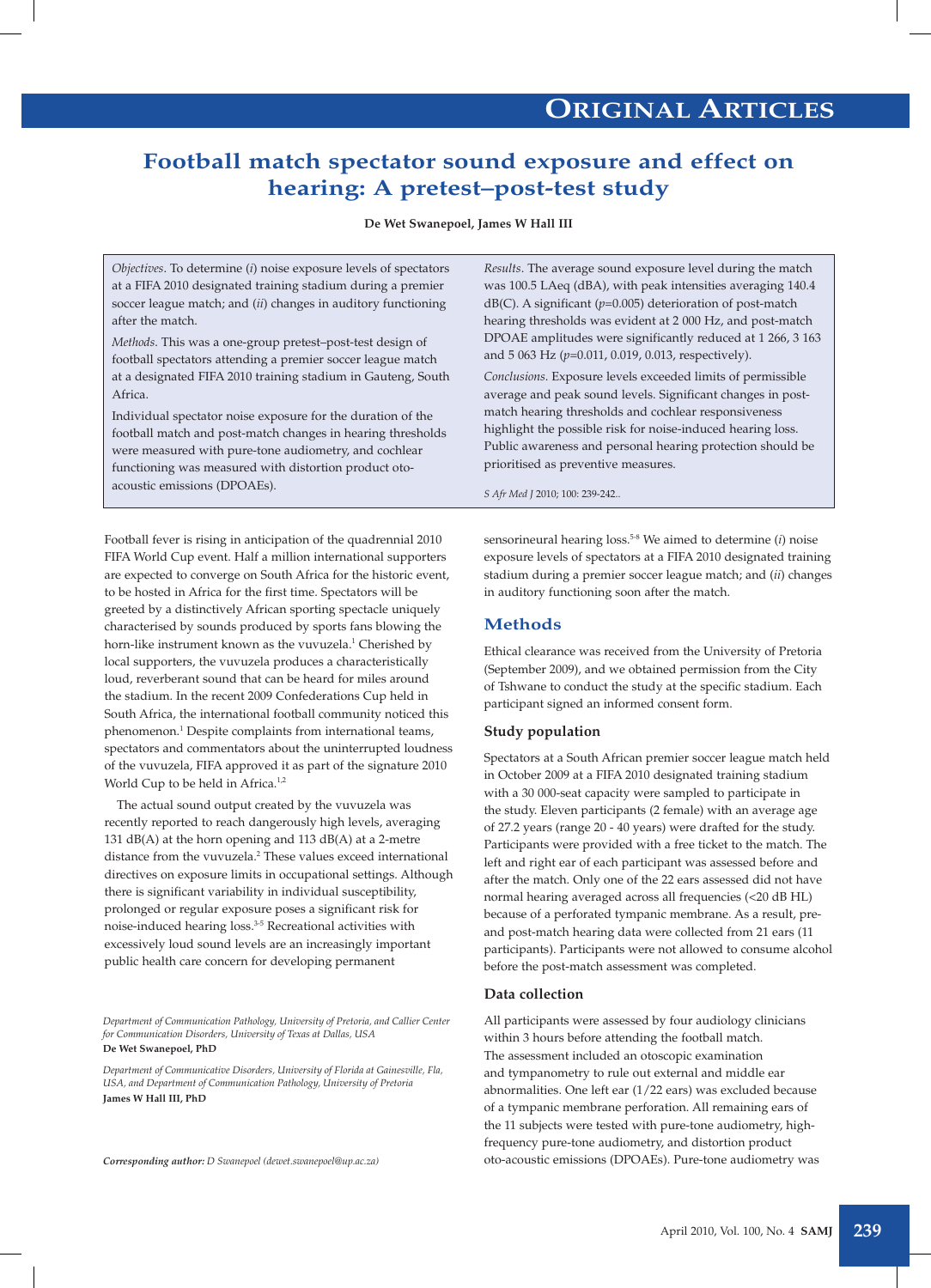# Football match spectator sound exposure and effect on hearing: A pretest–post-test study

**De Wet Swanepoel, James W Hall III**

*Objectives.* To determine (*i*) noise exposure levels of spectators at a FIFA 2010 designated training stadium during a premier soccer league match; and (*ii*) changes in auditory functioning after the match.

*Methods.* This was a one-group pretest–post-test design of football spectators attending a premier soccer league match at a designated FIFA 2010 training stadium in Gauteng, South Africa.

Individual spectator noise exposure for the duration of the football match and post-match changes in hearing thresholds were measured with pure-tone audiometry, and cochlear functioning was measured with distortion product oto-acoustic emissions (DPOAEs).

*Results.* The average sound exposure level during the match was 100.5 LAeq (dBA), with peak intensities averaging 140.4 dB(C). A significant ($p$=0.005) deterioration of post-match hearing thresholds was evident at 2 000 Hz, and post-match DPOAE amplitudes were significantly reduced at 1 266, 3 163 and 5 063 Hz ($p$=0.011, 0.019, 0.013, respectively).

*Conclusions.* Exposure levels exceeded limits of permissible average and peak sound levels. Significant changes in post-match hearing thresholds and cochlear responsiveness highlight the possible risk for noise-induced hearing loss. Public awareness and personal hearing protection should be prioritised as preventive measures.

*S Afr Med J* 2010; 100: 239-242..

Football fever is rising in anticipation of the quadrennial 2010 FIFA World Cup event. Half a million international supporters are expected to converge on South Africa for the historic event, to be hosted in Africa for the first time. Spectators will be greeted by a distinctively African sporting spectacle uniquely characterised by sounds produced by sports fans blowing the horn-like instrument known as the vuvuzela.[1] Cherished by local supporters, the vuvuzela produces a characteristically loud, reverberant sound that can be heard for miles around the stadium. In the recent 2009 Confederations Cup held in South Africa, the international football community noticed this phenomenon.[1] Despite complaints from international teams, spectators and commentators about the uninterrupted loudness of the vuvuzela, FIFA approved it as part of the signature 2010 World Cup to be held in Africa.[1,2]

The actual sound output created by the vuvuzela was recently reported to reach dangerously high levels, averaging 131 dB(A) at the horn opening and 113 dB(A) at a 2-metre distance from the vuvuzela.[2] These values exceed international directives on exposure limits in occupational settings. Although there is significant variability in individual susceptibility, prolonged or regular exposure poses a significant risk for noise-induced hearing loss.[3-5] Recreational activities with excessively loud sound levels are an increasingly important public health care concern for developing permanent sensorineural hearing loss.[5-8] We aimed to determine (*i*) noise exposure levels of spectators at a FIFA 2010 designated training stadium during a premier soccer league match; and (*ii*) changes in auditory functioning soon after the match.

*Department of Communication Pathology, University of Pretoria, and Callier Center for Communication Disorders, University of Texas at Dallas, USA*
**De Wet Swanepoel, PhD**

*Department of Communicative Disorders, University of Florida at Gainesville, Fla, USA, and Department of Communication Pathology, University of Pretoria*
**James W Hall III, PhD**

***Corresponding author:*** *D Swanepoel (dewet.swanepoel@up.ac.za)*

## Methods

Ethical clearance was received from the University of Pretoria (September 2009), and we obtained permission from the City of Tshwane to conduct the study at the specific stadium. Each participant signed an informed consent form.

### Study population

Spectators at a South African premier soccer league match held in October 2009 at a FIFA 2010 designated training stadium with a 30 000-seat capacity were sampled to participate in the study. Eleven participants (2 female) with an average age of 27.2 years (range 20 - 40 years) were drafted for the study. Participants were provided with a free ticket to the match. The left and right ear of each participant was assessed before and after the match. Only one of the 22 ears assessed did not have normal hearing averaged across all frequencies (<20 dB HL) because of a perforated tympanic membrane. As a result, pre- and post-match hearing data were collected from 21 ears (11 participants). Participants were not allowed to consume alcohol before the post-match assessment was completed.

### Data collection

All participants were assessed by four audiology clinicians within 3 hours before attending the football match. The assessment included an otoscopic examination and tympanometry to rule out external and middle ear abnormalities. One left ear (1/22 ears) was excluded because of a tympanic membrane perforation. All remaining ears of the 11 subjects were tested with pure-tone audiometry, high-frequency pure-tone audiometry, and distortion product oto-acoustic emissions (DPOAEs). Pure-tone audiometry was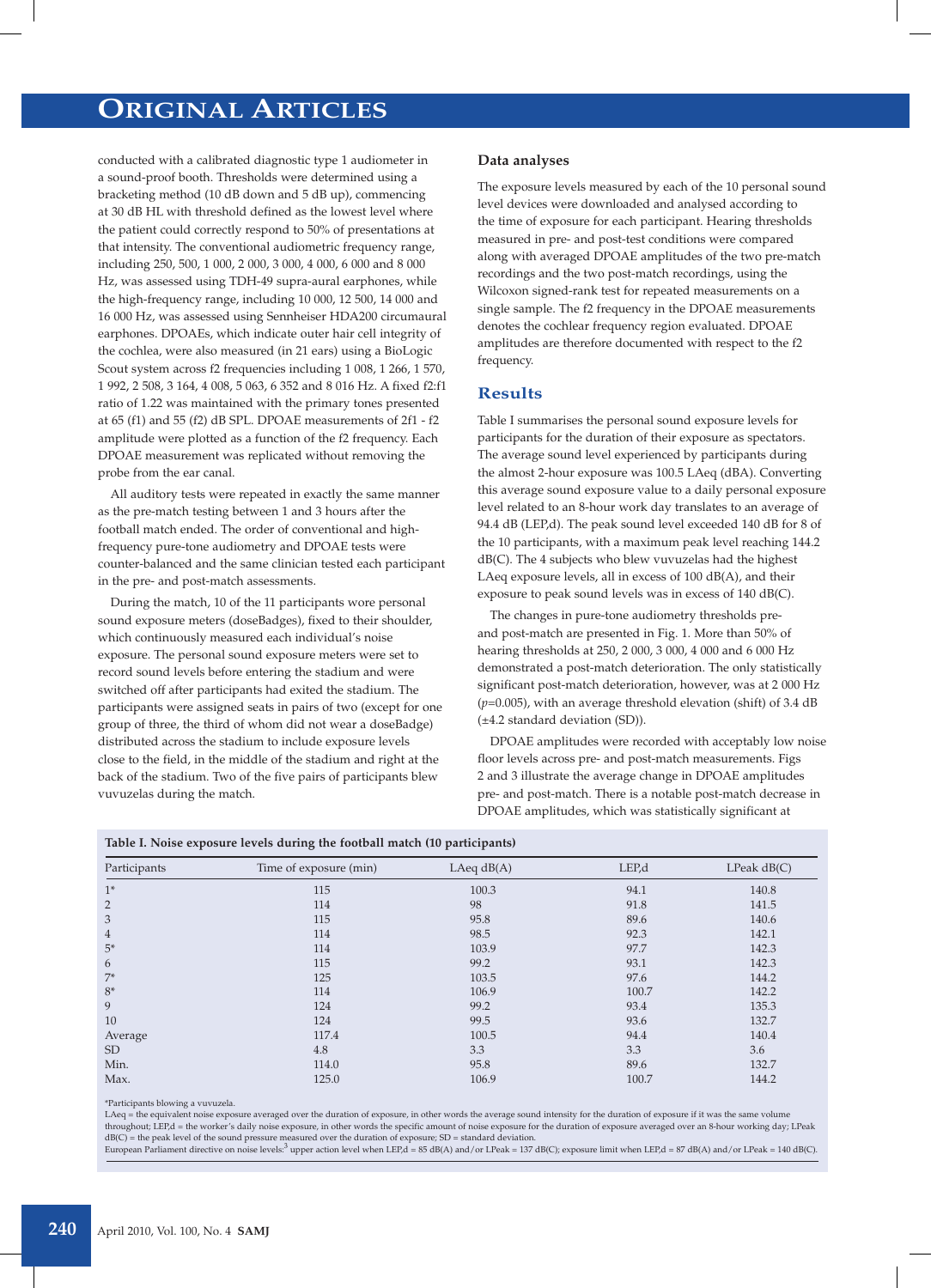conducted with a calibrated diagnostic type 1 audiometer in a sound-proof booth. Thresholds were determined using a bracketing method (10 dB down and 5 dB up), commencing at 30 dB HL with threshold defined as the lowest level where the patient could correctly respond to 50% of presentations at that intensity. The conventional audiometric frequency range, including 250, 500, 1 000, 2 000, 3 000, 4 000, 6 000 and 8 000 Hz, was assessed using TDH-49 supra-aural earphones, while the high-frequency range, including 10 000, 12 500, 14 000 and 16 000 Hz, was assessed using Sennheiser HDA200 circumaural earphones. DPOAEs, which indicate outer hair cell integrity of the cochlea, were also measured (in 21 ears) using a BioLogic Scout system across f2 frequencies including 1 008, 1 266, 1 570, 1 992, 2 508, 3 164, 4 008, 5 063, 6 352 and 8 016 Hz. A fixed f2:f1 ratio of 1.22 was maintained with the primary tones presented at 65 (f1) and 55 (f2) dB SPL. DPOAE measurements of 2f1 - f2 amplitude were plotted as a function of the f2 frequency. Each DPOAE measurement was replicated without removing the probe from the ear canal.

All auditory tests were repeated in exactly the same manner as the pre-match testing between 1 and 3 hours after the football match ended. The order of conventional and high-frequency pure-tone audiometry and DPOAE tests were counter-balanced and the same clinician tested each participant in the pre- and post-match assessments.

During the match, 10 of the 11 participants wore personal sound exposure meters (doseBadges), fixed to their shoulder, which continuously measured each individual's noise exposure. The personal sound exposure meters were set to record sound levels before entering the stadium and were switched off after participants had exited the stadium. The participants were assigned seats in pairs of two (except for one group of three, the third of whom did not wear a doseBadge) distributed across the stadium to include exposure levels close to the field, in the middle of the stadium and right at the back of the stadium. Two of the five pairs of participants blew vuvuzelas during the match.

### Data analyses

The exposure levels measured by each of the 10 personal sound level devices were downloaded and analysed according to the time of exposure for each participant. Hearing thresholds measured in pre- and post-test conditions were compared along with averaged DPOAE amplitudes of the two pre-match recordings and the two post-match recordings, using the Wilcoxon signed-rank test for repeated measurements on a single sample. The f2 frequency in the DPOAE measurements denotes the cochlear frequency region evaluated. DPOAE amplitudes are therefore documented with respect to the f2 frequency.

## Results

Table I summarises the personal sound exposure levels for participants for the duration of their exposure as spectators. The average sound level experienced by participants during the almost 2-hour exposure was 100.5 LAeq (dBA). Converting this average sound exposure value to a daily personal exposure level related to an 8-hour work day translates to an average of 94.4 dB (LEP,d). The peak sound level exceeded 140 dB for 8 of the 10 participants, with a maximum peak level reaching 144.2 dB(C). The 4 subjects who blew vuvuzelas had the highest LAeq exposure levels, all in excess of 100 dB(A), and their exposure to peak sound levels was in excess of 140 dB(C).

The changes in pure-tone audiometry thresholds pre- and post-match are presented in Fig. 1. More than 50% of hearing thresholds at 250, 2 000, 3 000, 4 000 and 6 000 Hz demonstrated a post-match deterioration. The only statistically significant post-match deterioration, however, was at 2 000 Hz ($p$=0.005), with an average threshold elevation (shift) of 3.4 dB (±4.2 standard deviation (SD)).

DPOAE amplitudes were recorded with acceptably low noise floor levels across pre- and post-match measurements. Figs 2 and 3 illustrate the average change in DPOAE amplitudes pre- and post-match. There is a notable post-match decrease in DPOAE amplitudes, which was statistically significant at

**Table I. Noise exposure levels during the football match (10 participants)**

| Participants | Time of exposure (min) | LAeq dB(A) | LEP,d | LPeak dB(C) |
|---|---|---|---|---|
| 1* | 115 | 100.3 | 94.1 | 140.8 |
| 2 | 114 | 98 | 91.8 | 141.5 |
| 3 | 115 | 95.8 | 89.6 | 140.6 |
| 4 | 114 | 98.5 | 92.3 | 142.1 |
| 5* | 114 | 103.9 | 97.7 | 142.3 |
| 6 | 115 | 99.2 | 93.1 | 142.3 |
| 7* | 125 | 103.5 | 97.6 | 144.2 |
| 8* | 114 | 106.9 | 100.7 | 142.2 |
| 9 | 124 | 99.2 | 93.4 | 135.3 |
| 10 | 124 | 99.5 | 93.6 | 132.7 |
| Average | 117.4 | 100.5 | 94.4 | 140.4 |
| SD | 4.8 | 3.3 | 3.3 | 3.6 |
| Min. | 114.0 | 95.8 | 89.6 | 132.7 |
| Max. | 125.0 | 106.9 | 100.7 | 144.2 |

*Participants blowing a vuvuzela.
LAeq = the equivalent noise exposure averaged over the duration of exposure, in other words the average sound intensity for the duration of exposure if it was the same volume throughout; LEP,d = the worker's daily noise exposure, in other words the specific amount of noise exposure for the duration of exposure averaged over an 8-hour working day; LPeak dB(C) = the peak level of the sound pressure measured over the duration of exposure; SD = standard deviation.
European Parliament directive on noise levels:[3] upper action level when LEP,d = 85 dB(A) and/or LPeak = 137 dB(C); exposure limit when LEP,d = 87 dB(A) and/or LPeak = 140 dB(C).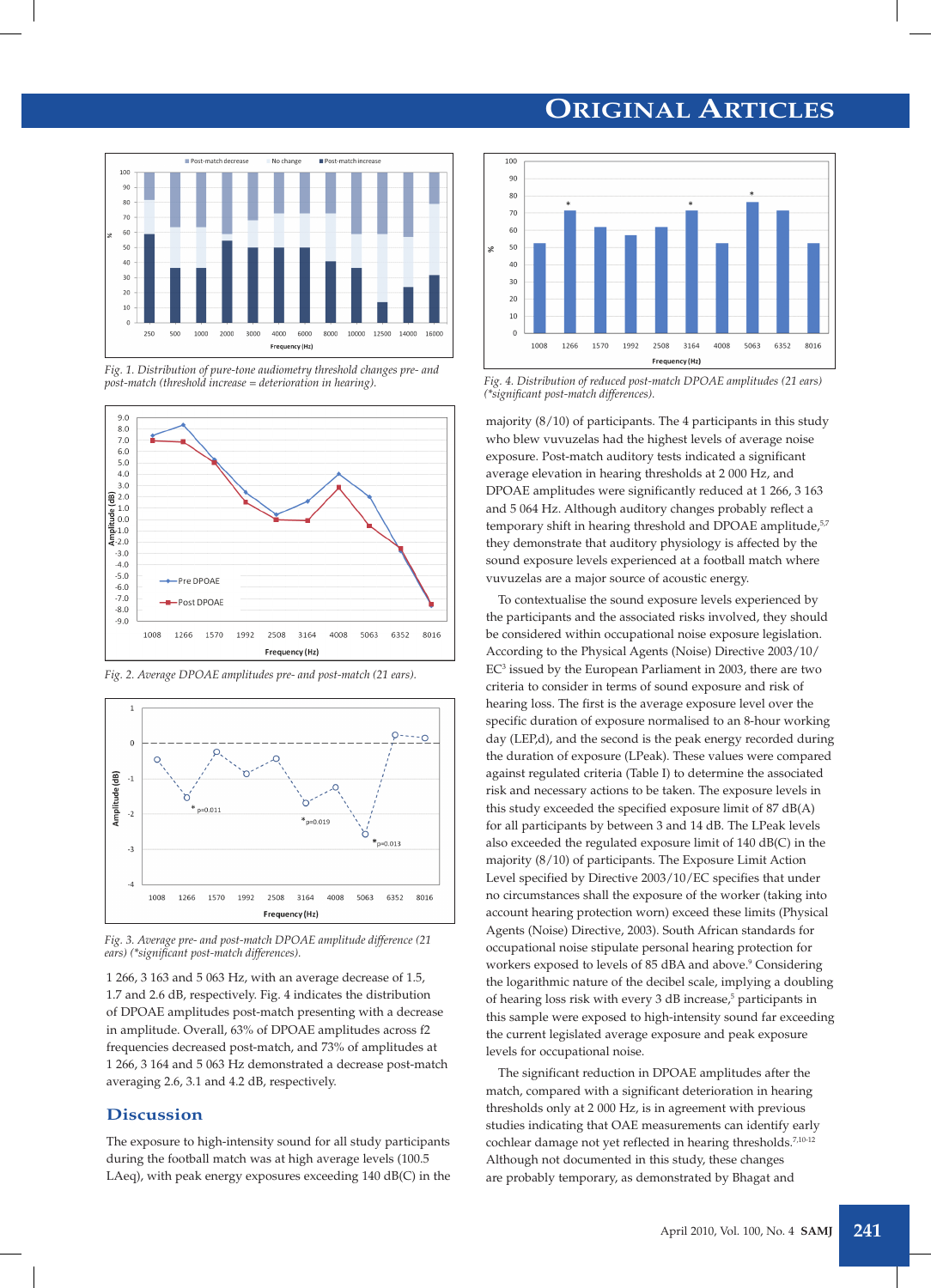Fig. 1. Distribution of pure-tone audiometry threshold changes pre- and post-match (threshold increase = deterioration in hearing).

Fig. 2. Average DPOAE amplitudes pre- and post-match (21 ears).

Fig. 3. Average pre- and post-match DPOAE amplitude difference (21 ears) (*significant post-match differences).

1 266, 3 163 and 5 063 Hz, with an average decrease of 1.5, 1.7 and 2.6 dB, respectively. Fig. 4 indicates the distribution of DPOAE amplitudes post-match presenting with a decrease in amplitude. Overall, 63% of DPOAE amplitudes across f2 frequencies decreased post-match, and 73% of amplitudes at 1 266, 3 164 and 5 063 Hz demonstrated a decrease post-match averaging 2.6, 3.1 and 4.2 dB, respectively.

## Discussion

The exposure to high-intensity sound for all study participants during the football match was at high average levels (100.5 LAeq), with peak energy exposures exceeding 140 dB(C) in the majority (8/10) of participants. The 4 participants in this study who blew vuvuzelas had the highest levels of average noise exposure. Post-match auditory tests indicated a significant average elevation in hearing thresholds at 2 000 Hz, and DPOAE amplitudes were significantly reduced at 1 266, 3 163 and 5 064 Hz. Although auditory changes probably reflect a temporary shift in hearing threshold and DPOAE amplitude,[5,7] they demonstrate that auditory physiology is affected by the sound exposure levels experienced at a football match where vuvuzelas are a major source of acoustic energy.

To contextualise the sound exposure levels experienced by the participants and the associated risks involved, they should be considered within occupational noise exposure legislation. According to the Physical Agents (Noise) Directive 2003/10/EC[3] issued by the European Parliament in 2003, there are two criteria to consider in terms of sound exposure and risk of hearing loss. The first is the average exposure level over the specific duration of exposure normalised to an 8-hour working day (LEP,d), and the second is the peak energy recorded during the duration of exposure (LPeak). These values were compared against regulated criteria (Table I) to determine the associated risk and necessary actions to be taken. The exposure levels in this study exceeded the specified exposure limit of 87 dB(A) for all participants by between 3 and 14 dB. The LPeak levels also exceeded the regulated exposure limit of 140 dB(C) in the majority (8/10) of participants. The Exposure Limit Action Level specified by Directive 2003/10/EC specifies that under no circumstances shall the exposure of the worker (taking into account hearing protection worn) exceed these limits (Physical Agents (Noise) Directive, 2003). South African standards for occupational noise stipulate personal hearing protection for workers exposed to levels of 85 dBA and above.[9] Considering the logarithmic nature of the decibel scale, implying a doubling of hearing loss risk with every 3 dB increase,[5] participants in this sample were exposed to high-intensity sound far exceeding the current legislated average exposure and peak exposure levels for occupational noise.

The significant reduction in DPOAE amplitudes after the match, compared with a significant deterioration in hearing thresholds only at 2 000 Hz, is in agreement with previous studies indicating that OAE measurements can identify early cochlear damage not yet reflected in hearing thresholds.[7,10-12] Although not documented in this study, these changes are probably temporary, as demonstrated by Bhagat and

Fig. 4. Distribution of reduced post-match DPOAE amplitudes (21 ears) (*significant post-match differences).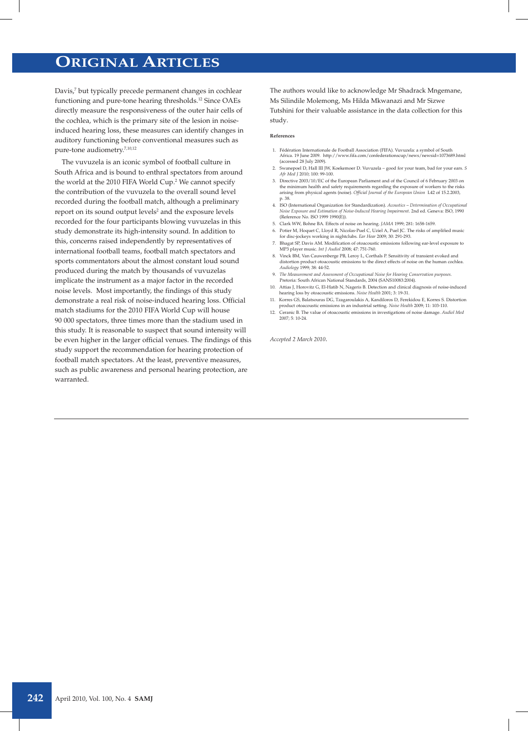Davis,[7] but typically precede permanent changes in cochlear functioning and pure-tone hearing thresholds.[12] Since OAEs directly measure the responsiveness of the outer hair cells of the cochlea, which is the primary site of the lesion in noise-induced hearing loss, these measures can identify changes in auditory functioning before conventional measures such as pure-tone audiometry.[7,10,12]

The vuvuzela is an iconic symbol of football culture in South Africa and is bound to enthral spectators from around the world at the 2010 FIFA World Cup.[2] We cannot specify the contribution of the vuvuzela to the overall sound level recorded during the football match, although a preliminary report on its sound output levels[2] and the exposure levels recorded for the four participants blowing vuvuzelas in this study demonstrate its high-intensity sound. In addition to this, concerns raised independently by representatives of international football teams, football match spectators and sports commentators about the almost constant loud sound produced during the match by thousands of vuvuzelas implicate the instrument as a major factor in the recorded noise levels. Most importantly, the findings of this study demonstrate a real risk of noise-induced hearing loss. Official match stadiums for the 2010 FIFA World Cup will house 90 000 spectators, three times more than the stadium used in this study. It is reasonable to suspect that sound intensity will be even higher in the larger official venues. The findings of this study support the recommendation for hearing protection of football match spectators. At the least, preventive measures, such as public awareness and personal hearing protection, are warranted.

The authors would like to acknowledge Mr Shadrack Mngemane, Ms Silindile Molemong, Ms Hilda Mkwanazi and Mr Sizwe Tutshini for their valuable assistance in the data collection for this study.

#### References

1. Fédération Internationale de Football Association (FIFA). Vuvuzela: a symbol of South Africa. 19 June 2009. http://www.fifa.com/confederationscup/news/newsid=1073689.html (accessed 28 July 2009).
2. Swanepoel D, Hall III JW, Koekemoer D. Vuvuzela – good for your team, bad for your ears. *S Afr Med J* 2010; 100: 99-100.
3. Directive 2003/10/EC of the European Parliament and of the Council of 6 February 2003 on the minimum health and safety requirements regarding the exposure of workers to the risks arising from physical agents (noise). *Official Journal of the European Union* L42 of 15.2.2003, p. 38.
4. ISO (International Organization for Standardization). *Acoustics – Determination of Occupational Noise Exposure and Estimation of Noise-Induced Hearing Impairment*. 2nd ed. Geneva: ISO, 1990 (Reference No. ISO 1999 1990(E)).
5. Clark WW, Bohne BA. Effects of noise on hearing. *JAMA* 1999; 281: 1658-1659.
6. Potier M, Hoquet C, Lloyd R, Nicolas-Puel C, Uziel A, Puel JC. The risks of amplified music for disc-jockeys working in nightclubs. *Ear Hear* 2009; 30: 291-293.
7. Bhagat SP, Davis AM. Modification of otoacoustic emissions following ear-level exposure to MP3 player music. *Int J Audiol* 2008; 47: 751-760.
8. Vinck BM, Van Cauwenberge PB, Leroy L, Corthals P. Sensitivity of transient evoked and distortion product otoacoustic emissions to the direct effects of noise on the human cochlea. *Audiology* 1999; 38: 44-52.
9. *The Measurement and Assessment of Occupational Noise for Hearing Conservation purposes*. Pretoria: South African National Standards, 2004 (SANS10083:2004).
10. Attias J, Horovitz G, El-Hatib N, Nageris B. Detection and clinical diagnosis of noise-induced hearing loss by otoacoustic emissions. *Noise Health* 2001; 3: 19-31.
11. Korres GS, Balatsouras DG, Tzagaroulakis A, Kandiloros D, Ferekidou E, Korres S. Distortion product otoacoustic emissions in an industrial setting. *Noise Health* 2009; 11: 103-110.
12. Ceranic B. The value of otoacoustic emissions in investigations of noise damage. *Audiol Med* 2007; 5: 10-24.

*Accepted 2 March 2010.*